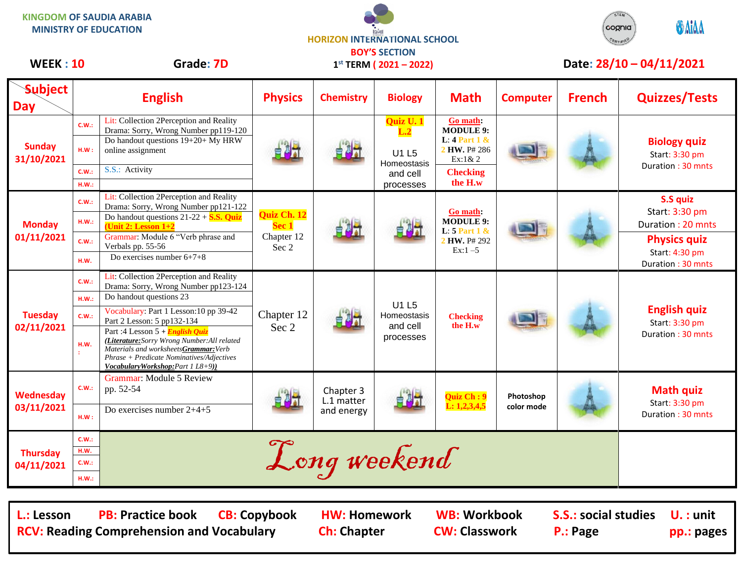KINGDOM OF SAUDIA ARABIA
MINISTRY OF EDUCATION

HORIZON INTERNATIONAL SCHOOL
BOY'S SECTION

**WEEK : 10** **Grade: 7D** 1st TERM ( 2021 – 2022) **Date: 28/10 – 04/11/2021**

| Subject / Day | | English | Physics | Chemistry | Biology | Math | Computer | French | Quizzes/Tests |
|---|---|---|---|---|---|---|---|---|---|
| Sunday 31/10/2021 | C.W.: | Lit: Collection 2Perception and Reality Drama: Sorry, Wrong Number pp119-120 | | | Quiz U. 1 L.2<br>U1 L5 Homeostasis and cell processes | Go math: MODULE 9: L: 4 Part 1 & 2 HW. P# 286 Ex:1& 2<br>Checking the H.w | | | Biology quiz Start: 3:30 pm Duration : 30 mnts |
| | H.W : | Do handout questions 19+20+ My HRW online assignment | | | | | | | |
| | C.W.: | S.S.: Activity | | | | | | | |
| | H.W.: | | | | | | | | |
| Monday 01/11/2021 | C.W.: | Lit: Collection 2Perception and Reality Drama: Sorry, Wrong Number pp121-122 | Quiz Ch. 12 Sec 1<br>Chapter 12 Sec 2 | | | Go math: MODULE 9: L: 5 Part 1 & 2 HW. P# 292 Ex:1 –5 | | | S.S quiz Start: 3:30 pm Duration : 20 mnts<br>Physics quiz Start: 4:30 pm Duration : 30 mnts |
| | H.W.: | Do handout questions 21-22 + S.S. Quiz (Unit 2: Lesson 1+2 | | | | | | | |
| | C.W.: | Grammar: Module 6 "Verb phrase and Verbals pp. 55-56 | | | | | | | |
| | H.W. | Do exercises number 6+7+8 | | | | | | | |
| Tuesday 02/11/2021 | C.W.: | Lit: Collection 2Perception and Reality Drama: Sorry, Wrong Number pp123-124 | Chapter 12 Sec 2 | | U1 L5 Homeostasis and cell processes | Checking the H.w | | | English quiz Start: 3:30 pm Duration : 30 mnts |
| | H.W.: | Do handout questions 23 | | | | | | | |
| | C.W.: | Vocabulary: Part 1 Lesson:10 pp 39-42 Part 2 Lesson: 5 pp132-134 | | | | | | | |
| | H.W. : | Part :4 Lesson 5 + *English Quiz* *(Literature: Sorry Wrong Number: All related Materials and worksheets Grammar: Verb Phrase + Predicate Nominatives/Adjectives VocabularyWorkshop: Part 1 L8+9))* | | | | | | | |
| Wednesday 03/11/2021 | C.W.: | Grammar: Module 5 Review pp. 52-54 | | Chapter 3 L.1 matter and energy | | Quiz Ch : 9 L: 1,2,3,4,5 | Photoshop color mode | | Math quiz Start: 3:30 pm Duration : 30 mnts |
| | H.W : | Do exercises number 2+4+5 | | | | | | | |
| Thursday 04/11/2021 | C.W.: | Long weekend | | | | | | | |
| | H.W. | | | | | | | | |
| | C.W.: | | | | | | | | |
| | H.W.: | | | | | | | | |

**L.: Lesson** **PB: Practice book** **CB: Copybook** **HW: Homework** **WB: Workbook** **S.S.: social studies** **U. : unit**
**RCV: Reading Comprehension and Vocabulary** **Ch: Chapter** **CW: Classwork** **P.: Page** **pp.: pages**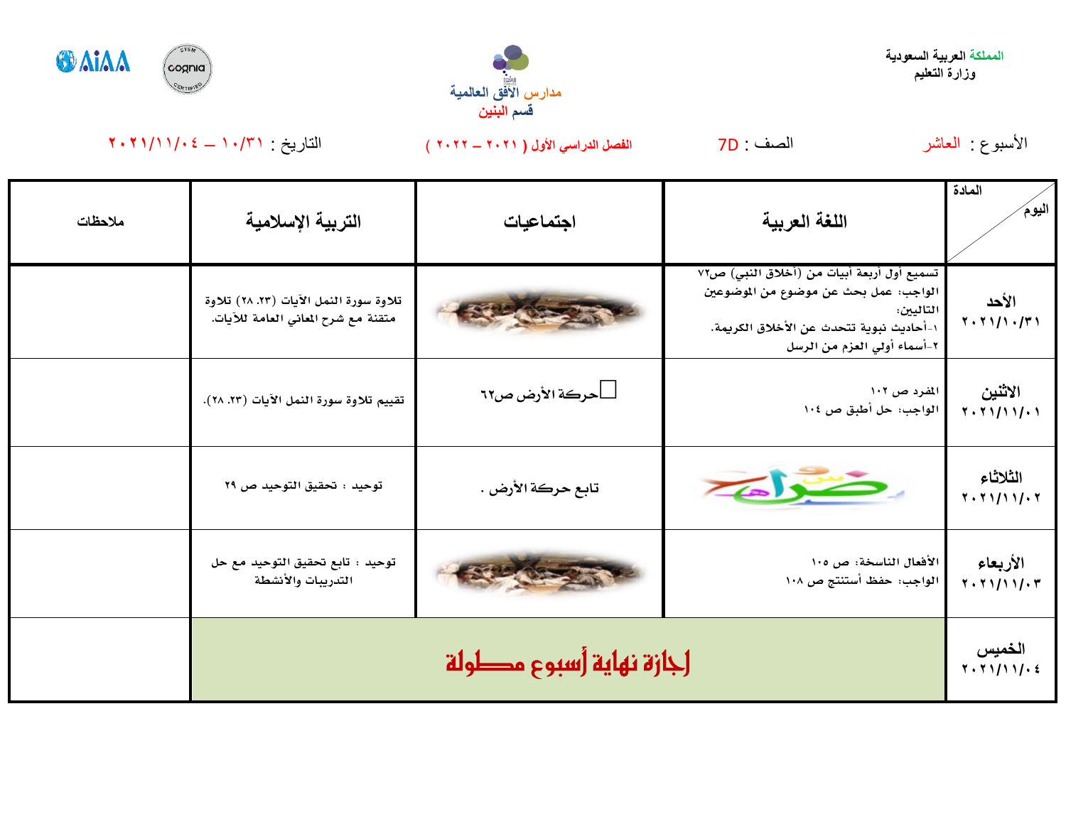المملكة العربية السعودية
وزارة التعليم

مدارس الأفق العالمية
قسم البنين

الأسبوع : العاشر　　　الصف : 7D　　　الفصل الدراسي الأول ( ٢٠٢١ – ٢٠٢٢ )　　　التاريخ : ١٠/٣١ – ٢٠٢١/١١/٠٤

| اليوم / المادة | اللغة العربية | اجتماعيات | التربية الإسلامية | ملاحظات |
|---|---|---|---|---|
| الأحد ٢٠٢١/١٠/٣١ | تسميع أول أربعة أبيات من (أخلاق النبي) ص٧٢ الواجب: عمل بحث عن موضوع من الموضوعين التاليين: ١-أحاديث نبوية تتحدث عن الأخلاق الكريمة. ٢-أسماء أولي العزم من الرسل | | تلاوة سورة النمل الآيات (٢٣. ٢٨) تلاوة متقنة مع شرح المعاني العامة للآيات. | |
| الاثنين ٢٠٢١/١١/٠١ | المفرد ص ١٠٢ الواجب: حل أطبق ص ١٠٤ | حركة الأرض ص٦٢ | تقييم تلاوة سورة النمل الآيات (٢٣. ٢٨). | |
| الثلاثاء ٢٠٢١/١١/٠٢ | | تابع حركة الأرض . | توحيد : تحقيق التوحيد ص ٢٩ | |
| الأربعاء ٢٠٢١/١١/٠٣ | الأفعال الناسخة: ص ١٠٥ الواجب: حفظ أستنتج ص ١٠٨ | | توحيد : تابع تحقيق التوحيد مع حل التدريبات والأنشطة | |
| الخميس ٢٠٢١/١١/٠٤ | إجازة نهاية أسبوع مطولة | | | |